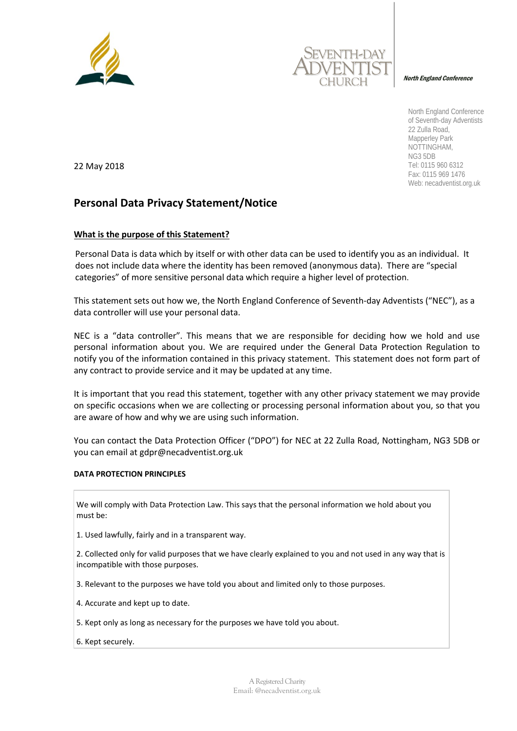SEVENTH-DAY ADVENTIST CHURCH

***North England Conference***

North England Conference
of Seventh-day Adventists
22 Zulla Road,
Mapperley Park
NOTTINGHAM,
NG3 5DB
Tel: 0115 960 6312
Fax: 0115 969 1476
Web: necadventist.org.uk

22 May 2018

# Personal Data Privacy Statement/Notice

## What is the purpose of this Statement?

Personal Data is data which by itself or with other data can be used to identify you as an individual. It does not include data where the identity has been removed (anonymous data). There are "special categories" of more sensitive personal data which require a higher level of protection.

This statement sets out how we, the North England Conference of Seventh-day Adventists ("NEC"), as a data controller will use your personal data.

NEC is a "data controller". This means that we are responsible for deciding how we hold and use personal information about you. We are required under the General Data Protection Regulation to notify you of the information contained in this privacy statement. This statement does not form part of any contract to provide service and it may be updated at any time.

It is important that you read this statement, together with any other privacy statement we may provide on specific occasions when we are collecting or processing personal information about you, so that you are aware of how and why we are using such information.

You can contact the Data Protection Officer ("DPO") for NEC at 22 Zulla Road, Nottingham, NG3 5DB or you can email at gdpr@necadventist.org.uk

### DATA PROTECTION PRINCIPLES

We will comply with Data Protection Law. This says that the personal information we hold about you must be:

1. Used lawfully, fairly and in a transparent way.
2. Collected only for valid purposes that we have clearly explained to you and not used in any way that is incompatible with those purposes.
3. Relevant to the purposes we have told you about and limited only to those purposes.
4. Accurate and kept up to date.
5. Kept only as long as necessary for the purposes we have told you about.
6. Kept securely.

A Registered Charity
Email: @necadventist.org.uk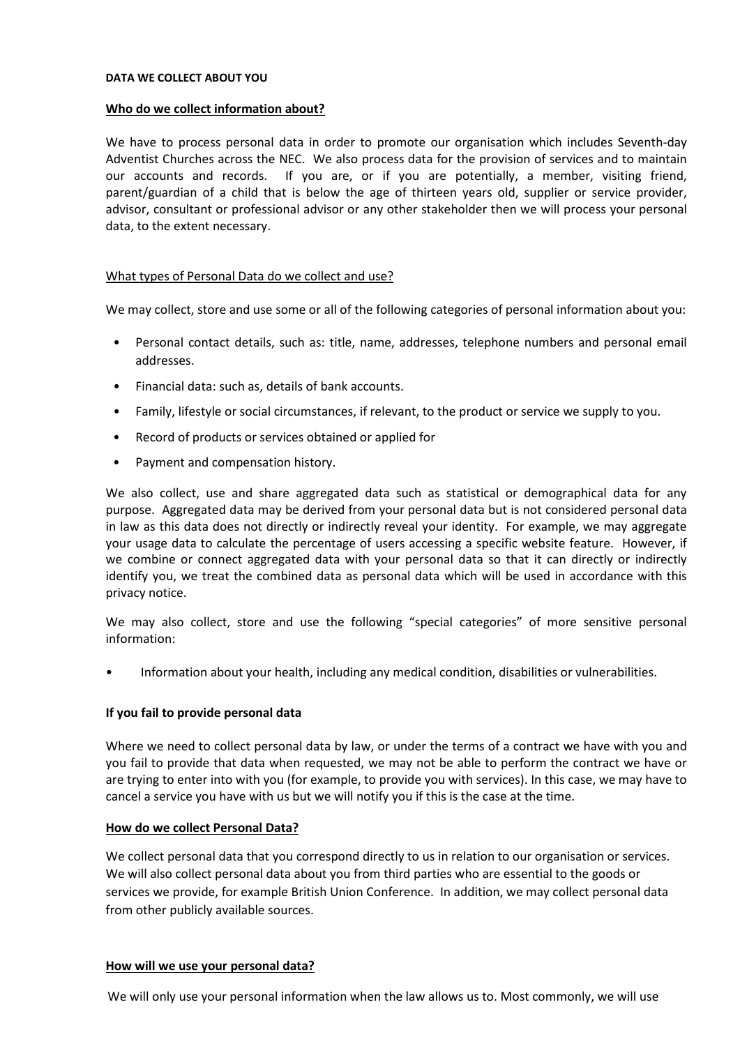**DATA WE COLLECT ABOUT YOU**

**Who do we collect information about?**

We have to process personal data in order to promote our organisation which includes Seventh-day Adventist Churches across the NEC. We also process data for the provision of services and to maintain our accounts and records. If you are, or if you are potentially, a member, visiting friend, parent/guardian of a child that is below the age of thirteen years old, supplier or service provider, advisor, consultant or professional advisor or any other stakeholder then we will process your personal data, to the extent necessary.

What types of Personal Data do we collect and use?

We may collect, store and use some or all of the following categories of personal information about you:

- Personal contact details, such as: title, name, addresses, telephone numbers and personal email addresses.
- Financial data: such as, details of bank accounts.
- Family, lifestyle or social circumstances, if relevant, to the product or service we supply to you.
- Record of products or services obtained or applied for
- Payment and compensation history.

We also collect, use and share aggregated data such as statistical or demographical data for any purpose. Aggregated data may be derived from your personal data but is not considered personal data in law as this data does not directly or indirectly reveal your identity. For example, we may aggregate your usage data to calculate the percentage of users accessing a specific website feature. However, if we combine or connect aggregated data with your personal data so that it can directly or indirectly identify you, we treat the combined data as personal data which will be used in accordance with this privacy notice.

We may also collect, store and use the following "special categories" of more sensitive personal information:

- Information about your health, including any medical condition, disabilities or vulnerabilities.

**If you fail to provide personal data**

Where we need to collect personal data by law, or under the terms of a contract we have with you and you fail to provide that data when requested, we may not be able to perform the contract we have or are trying to enter into with you (for example, to provide you with services). In this case, we may have to cancel a service you have with us but we will notify you if this is the case at the time.

**How do we collect Personal Data?**

We collect personal data that you correspond directly to us in relation to our organisation or services. We will also collect personal data about you from third parties who are essential to the goods or services we provide, for example British Union Conference. In addition, we may collect personal data from other publicly available sources.

**How will we use your personal data?**

We will only use your personal information when the law allows us to. Most commonly, we will use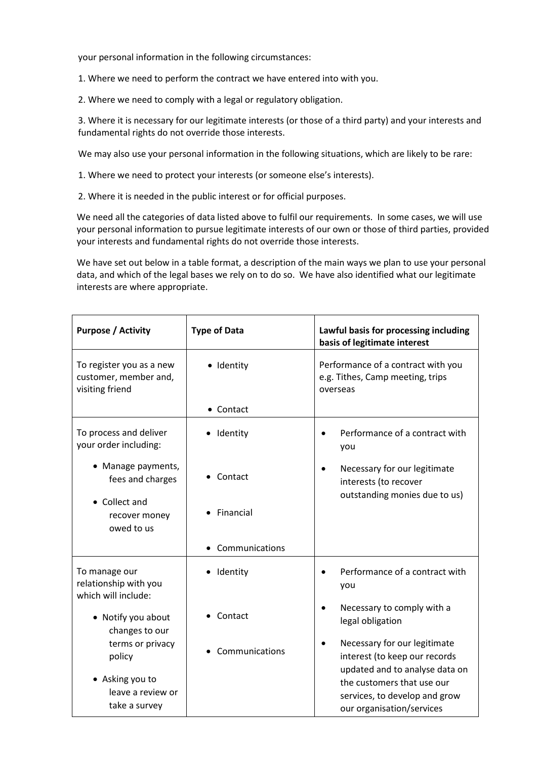your personal information in the following circumstances:

1. Where we need to perform the contract we have entered into with you.

2. Where we need to comply with a legal or regulatory obligation.

3. Where it is necessary for our legitimate interests (or those of a third party) and your interests and fundamental rights do not override those interests.

We may also use your personal information in the following situations, which are likely to be rare:

1. Where we need to protect your interests (or someone else's interests).

2. Where it is needed in the public interest or for official purposes.

We need all the categories of data listed above to fulfil our requirements. In some cases, we will use your personal information to pursue legitimate interests of our own or those of third parties, provided your interests and fundamental rights do not override those interests.

We have set out below in a table format, a description of the main ways we plan to use your personal data, and which of the legal bases we rely on to do so. We have also identified what our legitimate interests are where appropriate.

| **Purpose / Activity** | **Type of Data** | **Lawful basis for processing including basis of legitimate interest** |
|---|---|---|
| To register you as a new customer, member and, visiting friend | • Identity<br>• Contact | Performance of a contract with you e.g. Tithes, Camp meeting, trips overseas |
| To process and deliver your order including:<br>• Manage payments, fees and charges<br>• Collect and recover money owed to us | • Identity<br>• Contact<br>• Financial<br>• Communications | • Performance of a contract with you<br>• Necessary for our legitimate interests (to recover outstanding monies due to us) |
| To manage our relationship with you which will include:<br>• Notify you about changes to our terms or privacy policy<br>• Asking you to leave a review or take a survey | • Identity<br>• Contact<br>• Communications | • Performance of a contract with you<br>• Necessary to comply with a legal obligation<br>• Necessary for our legitimate interest (to keep our records updated and to analyse data on the customers that use our services, to develop and grow our organisation/services |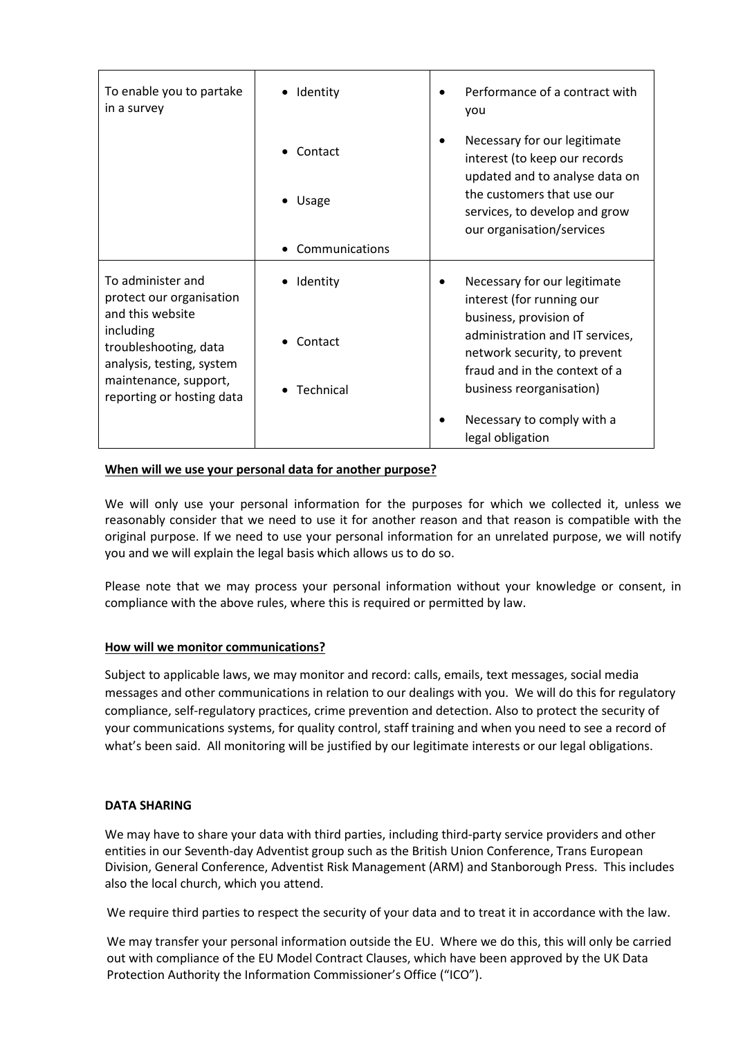| To enable you to partake in a survey | • Identity<br>• Contact<br>• Usage<br>• Communications | • Performance of a contract with you<br>• Necessary for our legitimate interest (to keep our records updated and to analyse data on the customers that use our services, to develop and grow our organisation/services |
|---|---|---|
| To administer and protect our organisation and this website including troubleshooting, data analysis, testing, system maintenance, support, reporting or hosting data | • Identity<br>• Contact<br>• Technical | • Necessary for our legitimate interest (for running our business, provision of administration and IT services, network security, to prevent fraud and in the context of a business reorganisation)<br>• Necessary to comply with a legal obligation |

**When will we use your personal data for another purpose?**

We will only use your personal information for the purposes for which we collected it, unless we reasonably consider that we need to use it for another reason and that reason is compatible with the original purpose. If we need to use your personal information for an unrelated purpose, we will notify you and we will explain the legal basis which allows us to do so.

Please note that we may process your personal information without your knowledge or consent, in compliance with the above rules, where this is required or permitted by law.

**How will we monitor communications?**

Subject to applicable laws, we may monitor and record: calls, emails, text messages, social media messages and other communications in relation to our dealings with you. We will do this for regulatory compliance, self-regulatory practices, crime prevention and detection. Also to protect the security of your communications systems, for quality control, staff training and when you need to see a record of what's been said. All monitoring will be justified by our legitimate interests or our legal obligations.

**DATA SHARING**

We may have to share your data with third parties, including third-party service providers and other entities in our Seventh-day Adventist group such as the British Union Conference, Trans European Division, General Conference, Adventist Risk Management (ARM) and Stanborough Press. This includes also the local church, which you attend.

We require third parties to respect the security of your data and to treat it in accordance with the law.

We may transfer your personal information outside the EU. Where we do this, this will only be carried out with compliance of the EU Model Contract Clauses, which have been approved by the UK Data Protection Authority the Information Commissioner's Office ("ICO").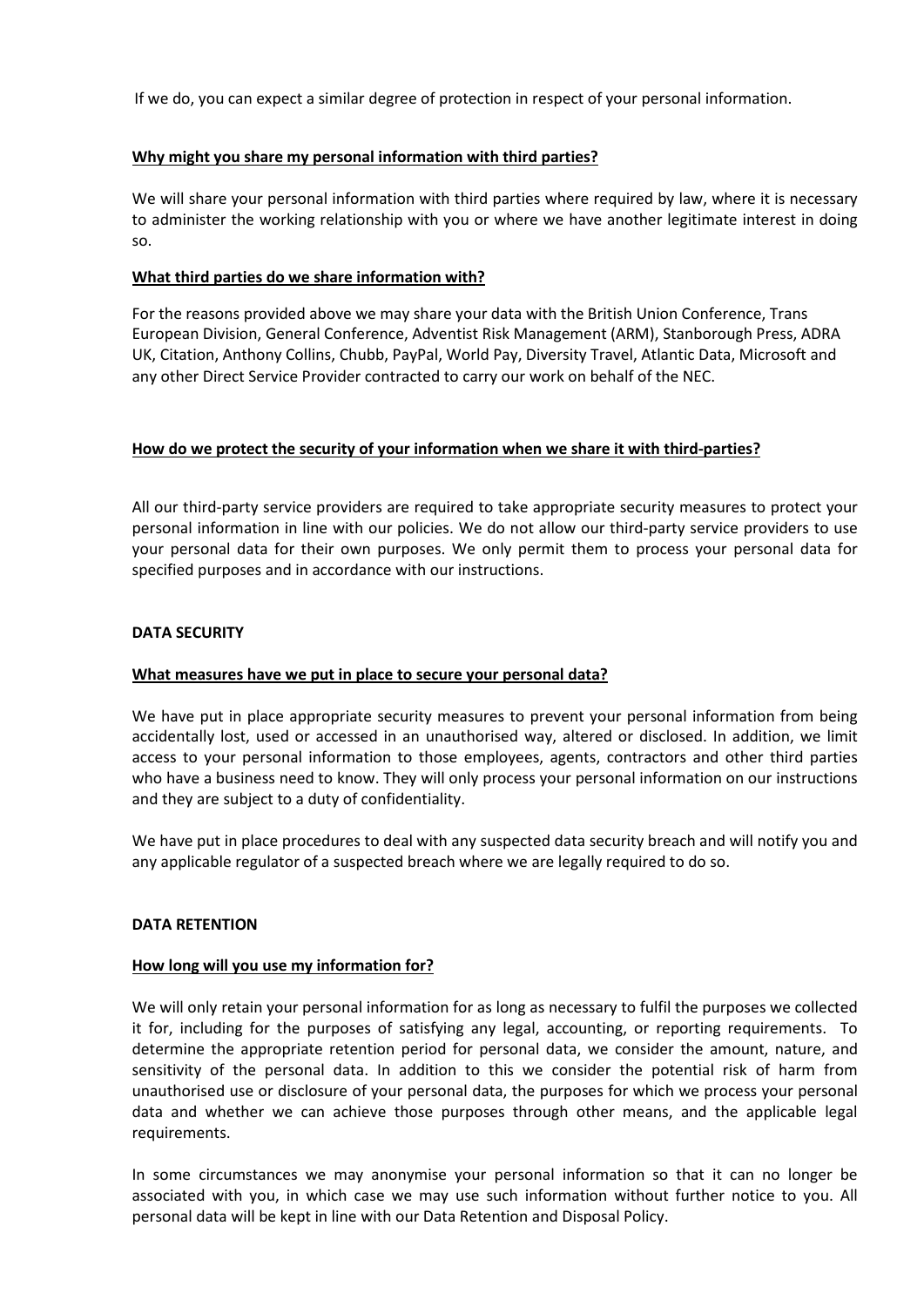If we do, you can expect a similar degree of protection in respect of your personal information.

**Why might you share my personal information with third parties?**

We will share your personal information with third parties where required by law, where it is necessary to administer the working relationship with you or where we have another legitimate interest in doing so.

**What third parties do we share information with?**

For the reasons provided above we may share your data with the British Union Conference, Trans European Division, General Conference, Adventist Risk Management (ARM), Stanborough Press, ADRA UK, Citation, Anthony Collins, Chubb, PayPal, World Pay, Diversity Travel, Atlantic Data, Microsoft and any other Direct Service Provider contracted to carry our work on behalf of the NEC.

**How do we protect the security of your information when we share it with third-parties?**

All our third-party service providers are required to take appropriate security measures to protect your personal information in line with our policies. We do not allow our third-party service providers to use your personal data for their own purposes. We only permit them to process your personal data for specified purposes and in accordance with our instructions.

## DATA SECURITY

**What measures have we put in place to secure your personal data?**

We have put in place appropriate security measures to prevent your personal information from being accidentally lost, used or accessed in an unauthorised way, altered or disclosed. In addition, we limit access to your personal information to those employees, agents, contractors and other third parties who have a business need to know. They will only process your personal information on our instructions and they are subject to a duty of confidentiality.

We have put in place procedures to deal with any suspected data security breach and will notify you and any applicable regulator of a suspected breach where we are legally required to do so.

## DATA RETENTION

**How long will you use my information for?**

We will only retain your personal information for as long as necessary to fulfil the purposes we collected it for, including for the purposes of satisfying any legal, accounting, or reporting requirements. To determine the appropriate retention period for personal data, we consider the amount, nature, and sensitivity of the personal data. In addition to this we consider the potential risk of harm from unauthorised use or disclosure of your personal data, the purposes for which we process your personal data and whether we can achieve those purposes through other means, and the applicable legal requirements.

In some circumstances we may anonymise your personal information so that it can no longer be associated with you, in which case we may use such information without further notice to you. All personal data will be kept in line with our Data Retention and Disposal Policy.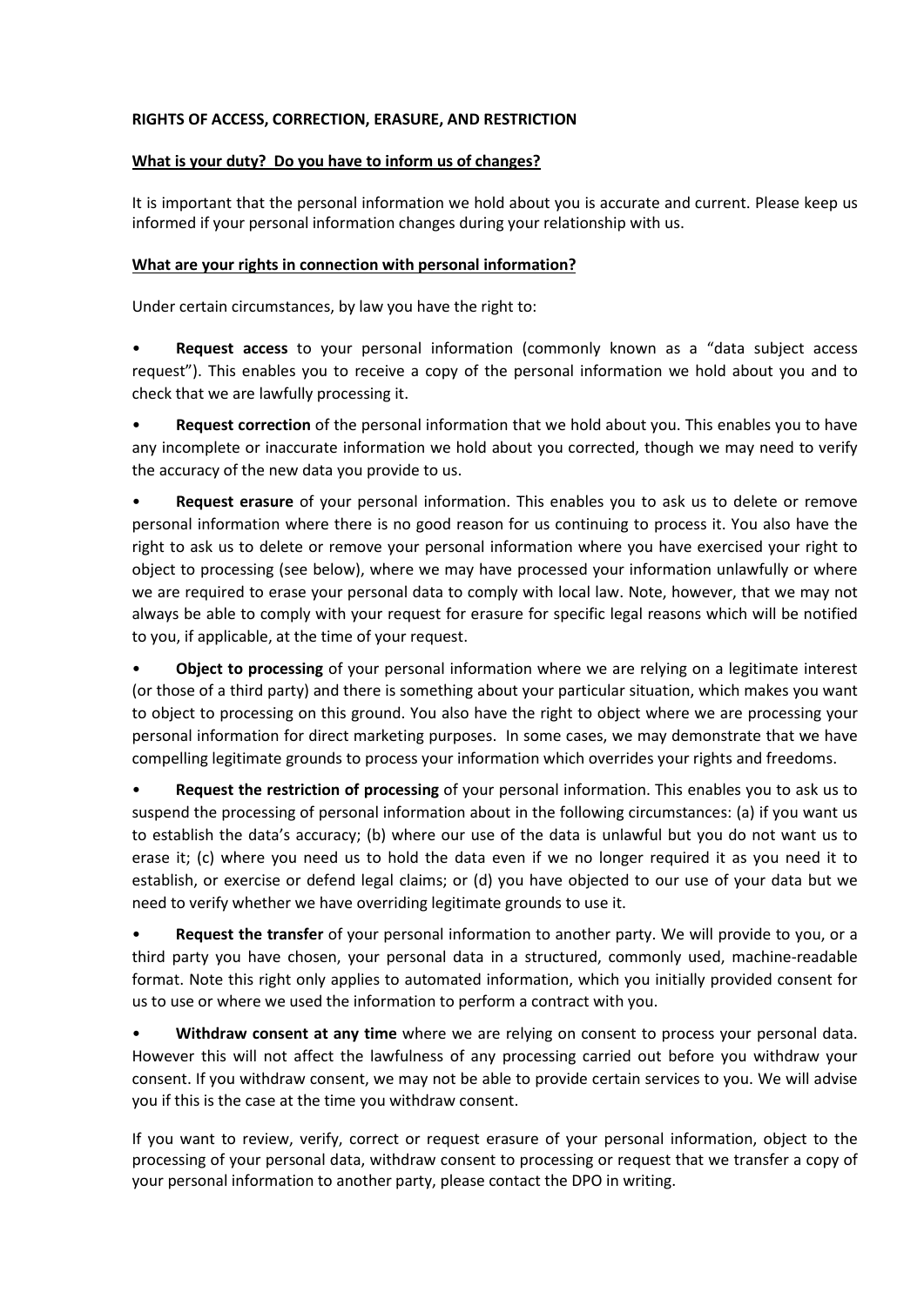**RIGHTS OF ACCESS, CORRECTION, ERASURE, AND RESTRICTION**

**What is your duty? Do you have to inform us of changes?**

It is important that the personal information we hold about you is accurate and current. Please keep us informed if your personal information changes during your relationship with us.

**What are your rights in connection with personal information?**

Under certain circumstances, by law you have the right to:

- **Request access** to your personal information (commonly known as a "data subject access request"). This enables you to receive a copy of the personal information we hold about you and to check that we are lawfully processing it.
- **Request correction** of the personal information that we hold about you. This enables you to have any incomplete or inaccurate information we hold about you corrected, though we may need to verify the accuracy of the new data you provide to us.
- **Request erasure** of your personal information. This enables you to ask us to delete or remove personal information where there is no good reason for us continuing to process it. You also have the right to ask us to delete or remove your personal information where you have exercised your right to object to processing (see below), where we may have processed your information unlawfully or where we are required to erase your personal data to comply with local law. Note, however, that we may not always be able to comply with your request for erasure for specific legal reasons which will be notified to you, if applicable, at the time of your request.
- **Object to processing** of your personal information where we are relying on a legitimate interest (or those of a third party) and there is something about your particular situation, which makes you want to object to processing on this ground. You also have the right to object where we are processing your personal information for direct marketing purposes. In some cases, we may demonstrate that we have compelling legitimate grounds to process your information which overrides your rights and freedoms.
- **Request the restriction of processing** of your personal information. This enables you to ask us to suspend the processing of personal information about in the following circumstances: (a) if you want us to establish the data's accuracy; (b) where our use of the data is unlawful but you do not want us to erase it; (c) where you need us to hold the data even if we no longer required it as you need it to establish, or exercise or defend legal claims; or (d) you have objected to our use of your data but we need to verify whether we have overriding legitimate grounds to use it.
- **Request the transfer** of your personal information to another party. We will provide to you, or a third party you have chosen, your personal data in a structured, commonly used, machine-readable format. Note this right only applies to automated information, which you initially provided consent for us to use or where we used the information to perform a contract with you.
- **Withdraw consent at any time** where we are relying on consent to process your personal data. However this will not affect the lawfulness of any processing carried out before you withdraw your consent. If you withdraw consent, we may not be able to provide certain services to you. We will advise you if this is the case at the time you withdraw consent.

If you want to review, verify, correct or request erasure of your personal information, object to the processing of your personal data, withdraw consent to processing or request that we transfer a copy of your personal information to another party, please contact the DPO in writing.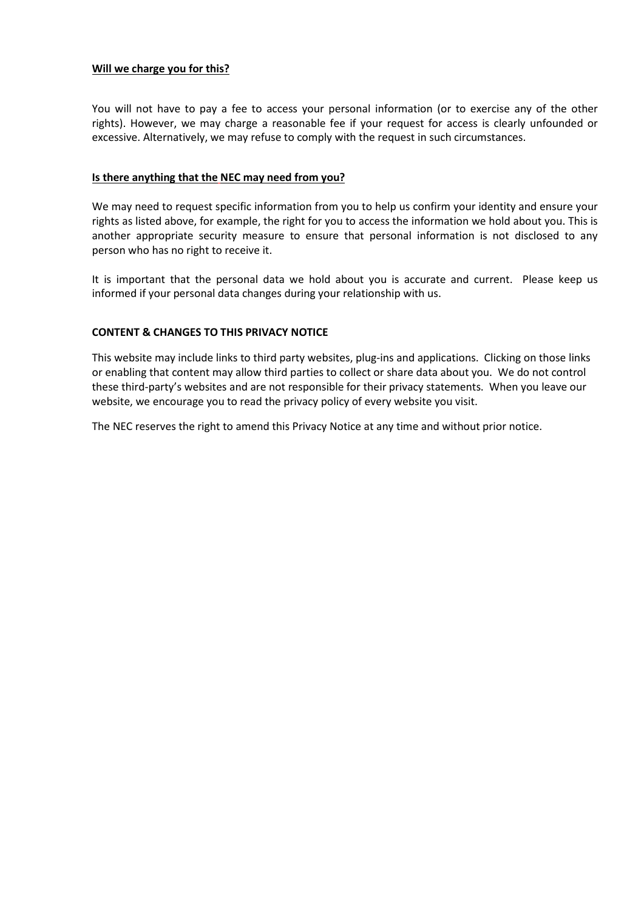**Will we charge you for this?**

You will not have to pay a fee to access your personal information (or to exercise any of the other rights). However, we may charge a reasonable fee if your request for access is clearly unfounded or excessive. Alternatively, we may refuse to comply with the request in such circumstances.

**Is there anything that the NEC may need from you?**

We may need to request specific information from you to help us confirm your identity and ensure your rights as listed above, for example, the right for you to access the information we hold about you. This is another appropriate security measure to ensure that personal information is not disclosed to any person who has no right to receive it.

It is important that the personal data we hold about you is accurate and current. Please keep us informed if your personal data changes during your relationship with us.

**CONTENT & CHANGES TO THIS PRIVACY NOTICE**

This website may include links to third party websites, plug-ins and applications. Clicking on those links or enabling that content may allow third parties to collect or share data about you. We do not control these third-party's websites and are not responsible for their privacy statements. When you leave our website, we encourage you to read the privacy policy of every website you visit.

The NEC reserves the right to amend this Privacy Notice at any time and without prior notice.